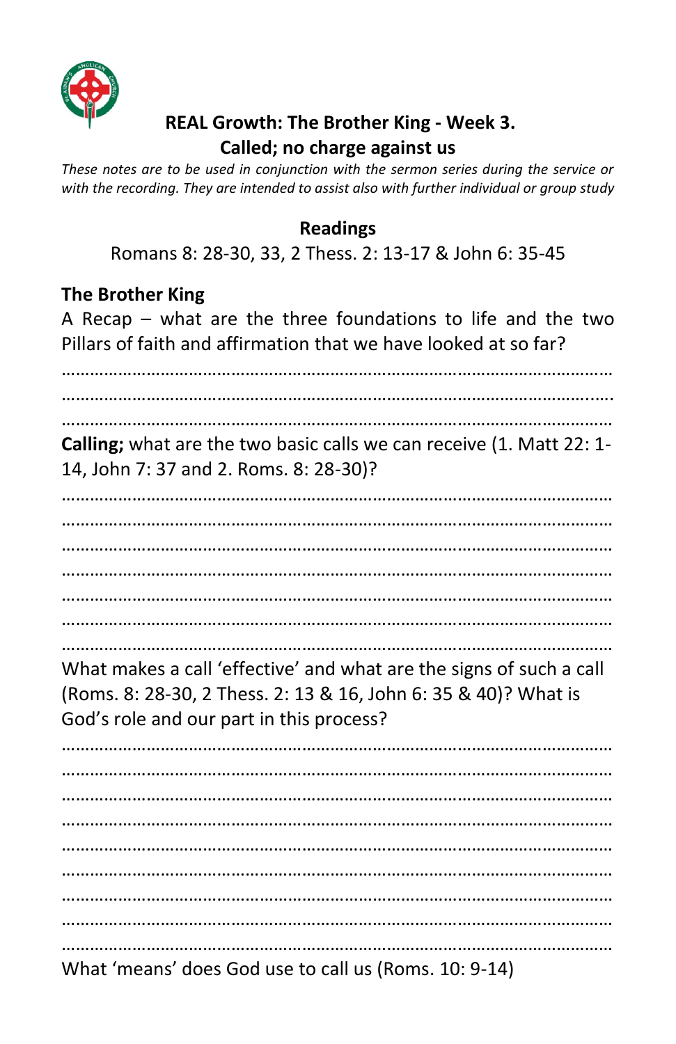## REAL Growth: The Brother King - Week 3.
## Called; no charge against us

*These notes are to be used in conjunction with the sermon series during the service or with the recording. They are intended to assist also with further individual or group study*

**Readings**

Romans 8: 28-30, 33, 2 Thess. 2: 13-17 & John 6: 35-45

**The Brother King**

A Recap – what are the three foundations to life and the two Pillars of faith and affirmation that we have looked at so far?

…………………………………………………………………………………………………
…………………………………………………………………………………………………
…………………………………………………………………………………………………

**Calling;** what are the two basic calls we can receive (1. Matt 22: 1-14, John 7: 37 and 2. Roms. 8: 28-30)?

…………………………………………………………………………………………………
…………………………………………………………………………………………………
…………………………………………………………………………………………………
…………………………………………………………………………………………………
…………………………………………………………………………………………………
…………………………………………………………………………………………………
…………………………………………………………………………………………………

What makes a call 'effective' and what are the signs of such a call (Roms. 8: 28-30, 2 Thess. 2: 13 & 16, John 6: 35 & 40)? What is God's role and our part in this process?

…………………………………………………………………………………………………
…………………………………………………………………………………………………
…………………………………………………………………………………………………
…………………………………………………………………………………………………
…………………………………………………………………………………………………
…………………………………………………………………………………………………
…………………………………………………………………………………………………
…………………………………………………………………………………………………
…………………………………………………………………………………………………

What 'means' does God use to call us (Roms. 10: 9-14)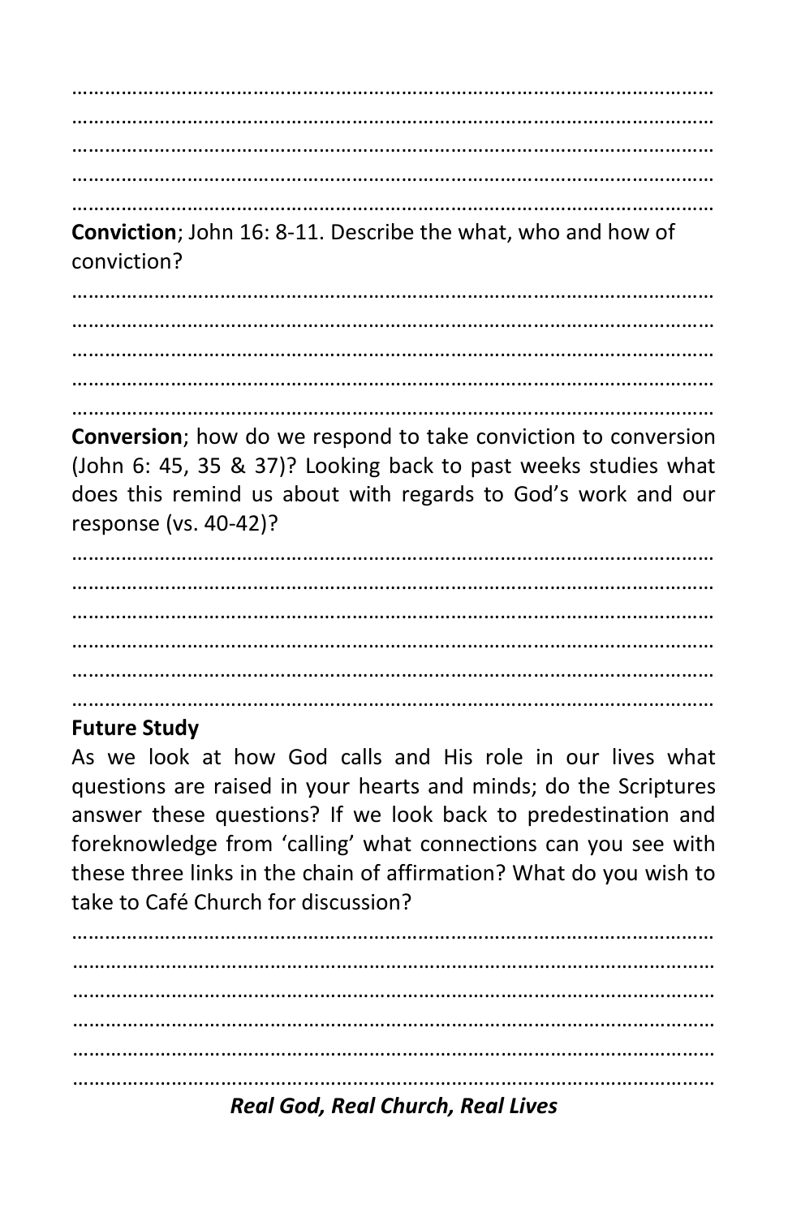……………………………………………………………………………………………………
……………………………………………………………………………………………………
……………………………………………………………………………………………………
……………………………………………………………………………………………………
……………………………………………………………………………………………………

**Conviction**; John 16: 8-11. Describe the what, who and how of conviction?

……………………………………………………………………………………………………
……………………………………………………………………………………………………
……………………………………………………………………………………………………
……………………………………………………………………………………………………
……………………………………………………………………………………………………

**Conversion**; how do we respond to take conviction to conversion (John 6: 45, 35 & 37)? Looking back to past weeks studies what does this remind us about with regards to God's work and our response (vs. 40-42)?

……………………………………………………………………………………………………
……………………………………………………………………………………………………
……………………………………………………………………………………………………
……………………………………………………………………………………………………
……………………………………………………………………………………………………
……………………………………………………………………………………………………

**Future Study**

As we look at how God calls and His role in our lives what questions are raised in your hearts and minds; do the Scriptures answer these questions? If we look back to predestination and foreknowledge from 'calling' what connections can you see with these three links in the chain of affirmation? What do you wish to take to Café Church for discussion?

……………………………………………………………………………………………………
……………………………………………………………………………………………………
……………………………………………………………………………………………………
……………………………………………………………………………………………………
……………………………………………………………………………………………………
……………………………………………………………………………………………………

***Real God, Real Church, Real Lives***